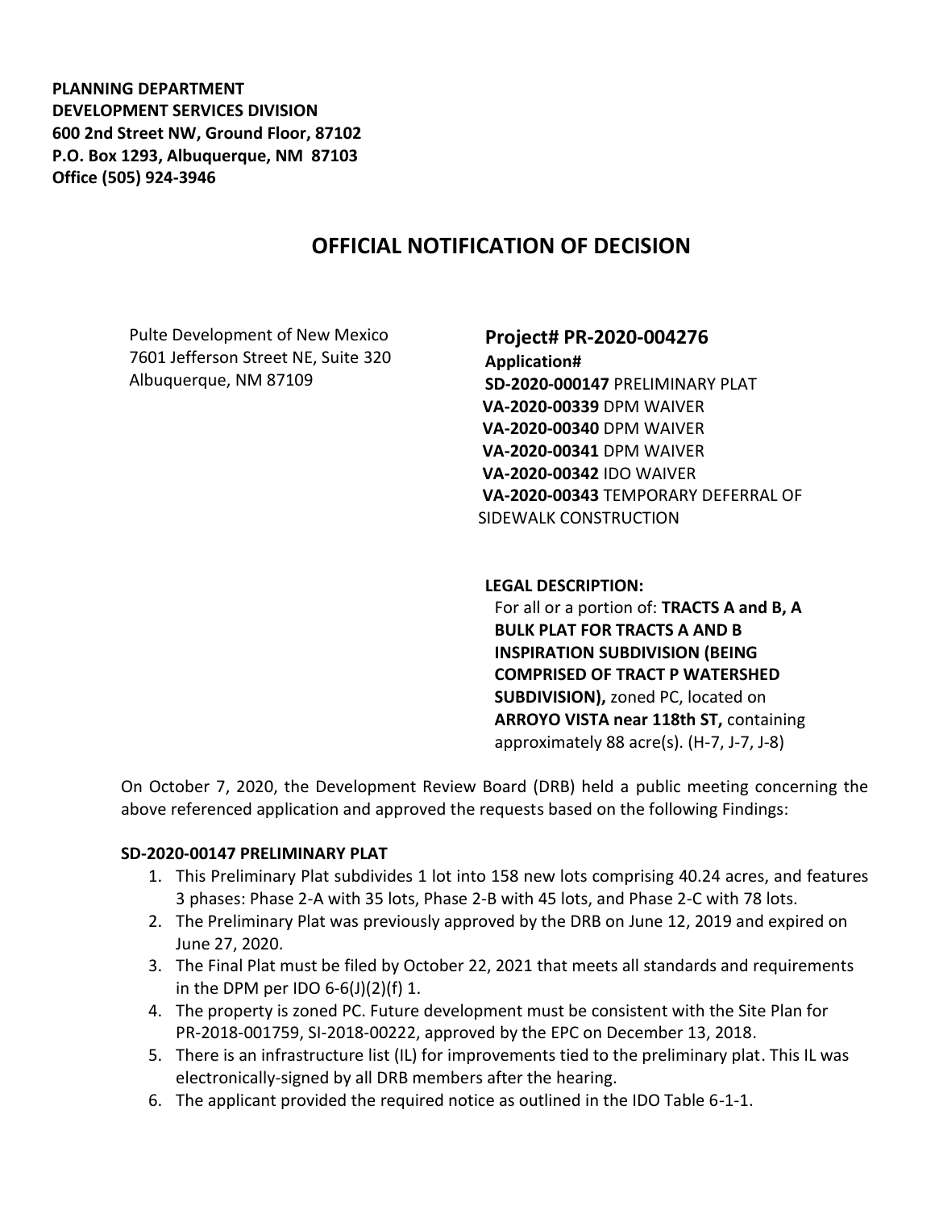**PLANNING DEPARTMENT**
**DEVELOPMENT SERVICES DIVISION**
**600 2nd Street NW, Ground Floor, 87102**
**P.O. Box 1293, Albuquerque, NM 87103**
**Office (505) 924-3946**

# OFFICIAL NOTIFICATION OF DECISION

Pulte Development of New Mexico
7601 Jefferson Street NE, Suite 320
Albuquerque, NM 87109

**Project# PR-2020-004276**
**Application#**
**SD-2020-000147** PRELIMINARY PLAT
**VA-2020-00339** DPM WAIVER
**VA-2020-00340** DPM WAIVER
**VA-2020-00341** DPM WAIVER
**VA-2020-00342** IDO WAIVER
**VA-2020-00343** TEMPORARY DEFERRAL OF SIDEWALK CONSTRUCTION

**LEGAL DESCRIPTION:**
For all or a portion of: **TRACTS A and B, A BULK PLAT FOR TRACTS A AND B INSPIRATION SUBDIVISION (BEING COMPRISED OF TRACT P WATERSHED SUBDIVISION),** zoned PC, located on **ARROYO VISTA near 118th ST,** containing approximately 88 acre(s). (H-7, J-7, J-8)

On October 7, 2020, the Development Review Board (DRB) held a public meeting concerning the above referenced application and approved the requests based on the following Findings:

**SD-2020-00147 PRELIMINARY PLAT**

1. This Preliminary Plat subdivides 1 lot into 158 new lots comprising 40.24 acres, and features 3 phases: Phase 2-A with 35 lots, Phase 2-B with 45 lots, and Phase 2-C with 78 lots.
2. The Preliminary Plat was previously approved by the DRB on June 12, 2019 and expired on June 27, 2020.
3. The Final Plat must be filed by October 22, 2021 that meets all standards and requirements in the DPM per IDO 6-6(J)(2)(f) 1.
4. The property is zoned PC. Future development must be consistent with the Site Plan for PR-2018-001759, SI-2018-00222, approved by the EPC on December 13, 2018.
5. There is an infrastructure list (IL) for improvements tied to the preliminary plat. This IL was electronically-signed by all DRB members after the hearing.
6. The applicant provided the required notice as outlined in the IDO Table 6-1-1.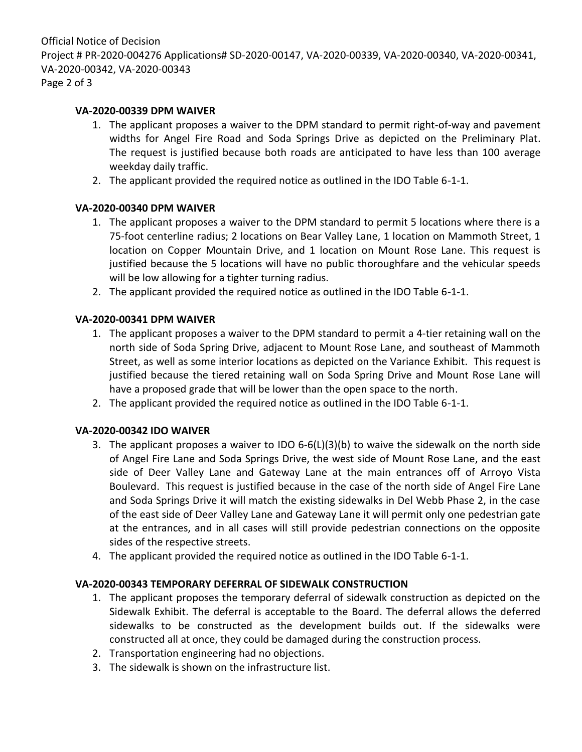**VA-2020-00339 DPM WAIVER**

1. The applicant proposes a waiver to the DPM standard to permit right-of-way and pavement widths for Angel Fire Road and Soda Springs Drive as depicted on the Preliminary Plat. The request is justified because both roads are anticipated to have less than 100 average weekday daily traffic.
2. The applicant provided the required notice as outlined in the IDO Table 6-1-1.

**VA-2020-00340 DPM WAIVER**

1. The applicant proposes a waiver to the DPM standard to permit 5 locations where there is a 75-foot centerline radius; 2 locations on Bear Valley Lane, 1 location on Mammoth Street, 1 location on Copper Mountain Drive, and 1 location on Mount Rose Lane. This request is justified because the 5 locations will have no public thoroughfare and the vehicular speeds will be low allowing for a tighter turning radius.
2. The applicant provided the required notice as outlined in the IDO Table 6-1-1.

**VA-2020-00341 DPM WAIVER**

1. The applicant proposes a waiver to the DPM standard to permit a 4-tier retaining wall on the north side of Soda Spring Drive, adjacent to Mount Rose Lane, and southeast of Mammoth Street, as well as some interior locations as depicted on the Variance Exhibit. This request is justified because the tiered retaining wall on Soda Spring Drive and Mount Rose Lane will have a proposed grade that will be lower than the open space to the north.
2. The applicant provided the required notice as outlined in the IDO Table 6-1-1.

**VA-2020-00342 IDO WAIVER**

3. The applicant proposes a waiver to IDO 6-6(L)(3)(b) to waive the sidewalk on the north side of Angel Fire Lane and Soda Springs Drive, the west side of Mount Rose Lane, and the east side of Deer Valley Lane and Gateway Lane at the main entrances off of Arroyo Vista Boulevard. This request is justified because in the case of the north side of Angel Fire Lane and Soda Springs Drive it will match the existing sidewalks in Del Webb Phase 2, in the case of the east side of Deer Valley Lane and Gateway Lane it will permit only one pedestrian gate at the entrances, and in all cases will still provide pedestrian connections on the opposite sides of the respective streets.
4. The applicant provided the required notice as outlined in the IDO Table 6-1-1.

**VA-2020-00343 TEMPORARY DEFERRAL OF SIDEWALK CONSTRUCTION**

1. The applicant proposes the temporary deferral of sidewalk construction as depicted on the Sidewalk Exhibit. The deferral is acceptable to the Board. The deferral allows the deferred sidewalks to be constructed as the development builds out. If the sidewalks were constructed all at once, they could be damaged during the construction process.
2. Transportation engineering had no objections.
3. The sidewalk is shown on the infrastructure list.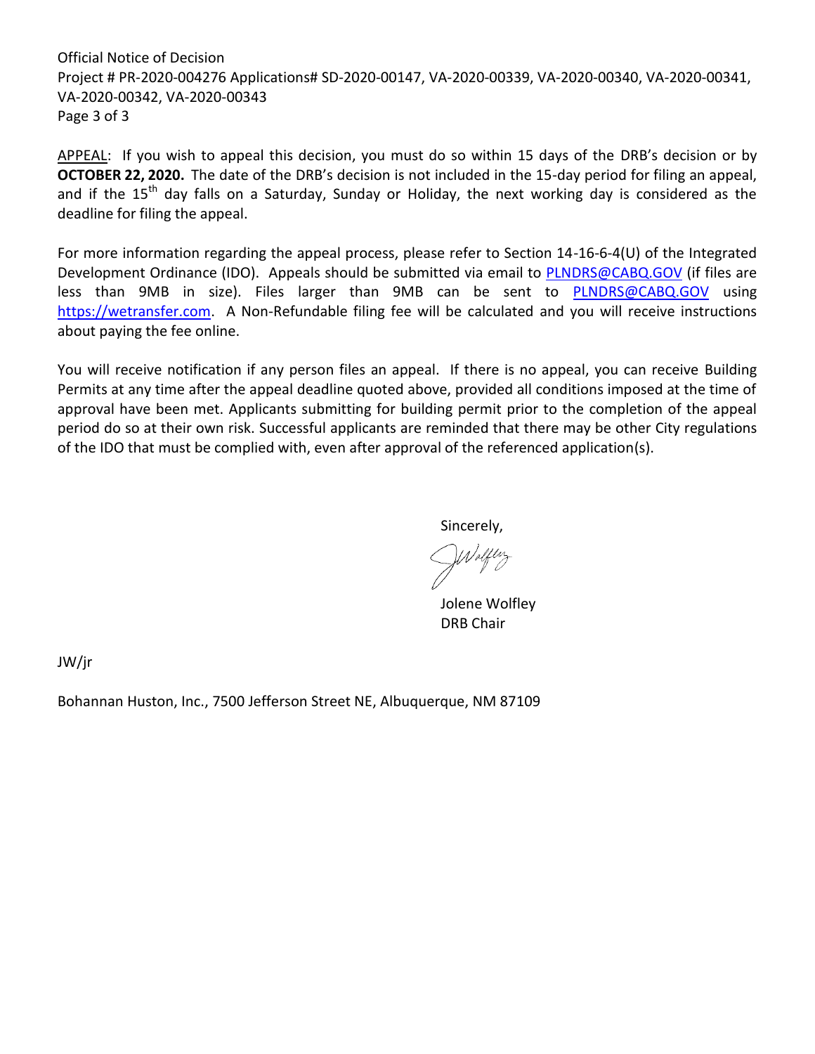APPEAL: If you wish to appeal this decision, you must do so within 15 days of the DRB's decision or by **OCTOBER 22, 2020.** The date of the DRB's decision is not included in the 15-day period for filing an appeal, and if the 15th day falls on a Saturday, Sunday or Holiday, the next working day is considered as the deadline for filing the appeal.

For more information regarding the appeal process, please refer to Section 14-16-6-4(U) of the Integrated Development Ordinance (IDO). Appeals should be submitted via email to PLNDRS@CABQ.GOV (if files are less than 9MB in size). Files larger than 9MB can be sent to PLNDRS@CABQ.GOV using https://wetransfer.com. A Non-Refundable filing fee will be calculated and you will receive instructions about paying the fee online.

You will receive notification if any person files an appeal. If there is no appeal, you can receive Building Permits at any time after the appeal deadline quoted above, provided all conditions imposed at the time of approval have been met. Applicants submitting for building permit prior to the completion of the appeal period do so at their own risk. Successful applicants are reminded that there may be other City regulations of the IDO that must be complied with, even after approval of the referenced application(s).

Sincerely,

Jolene Wolfley
DRB Chair

JW/jr

Bohannan Huston, Inc., 7500 Jefferson Street NE, Albuquerque, NM 87109